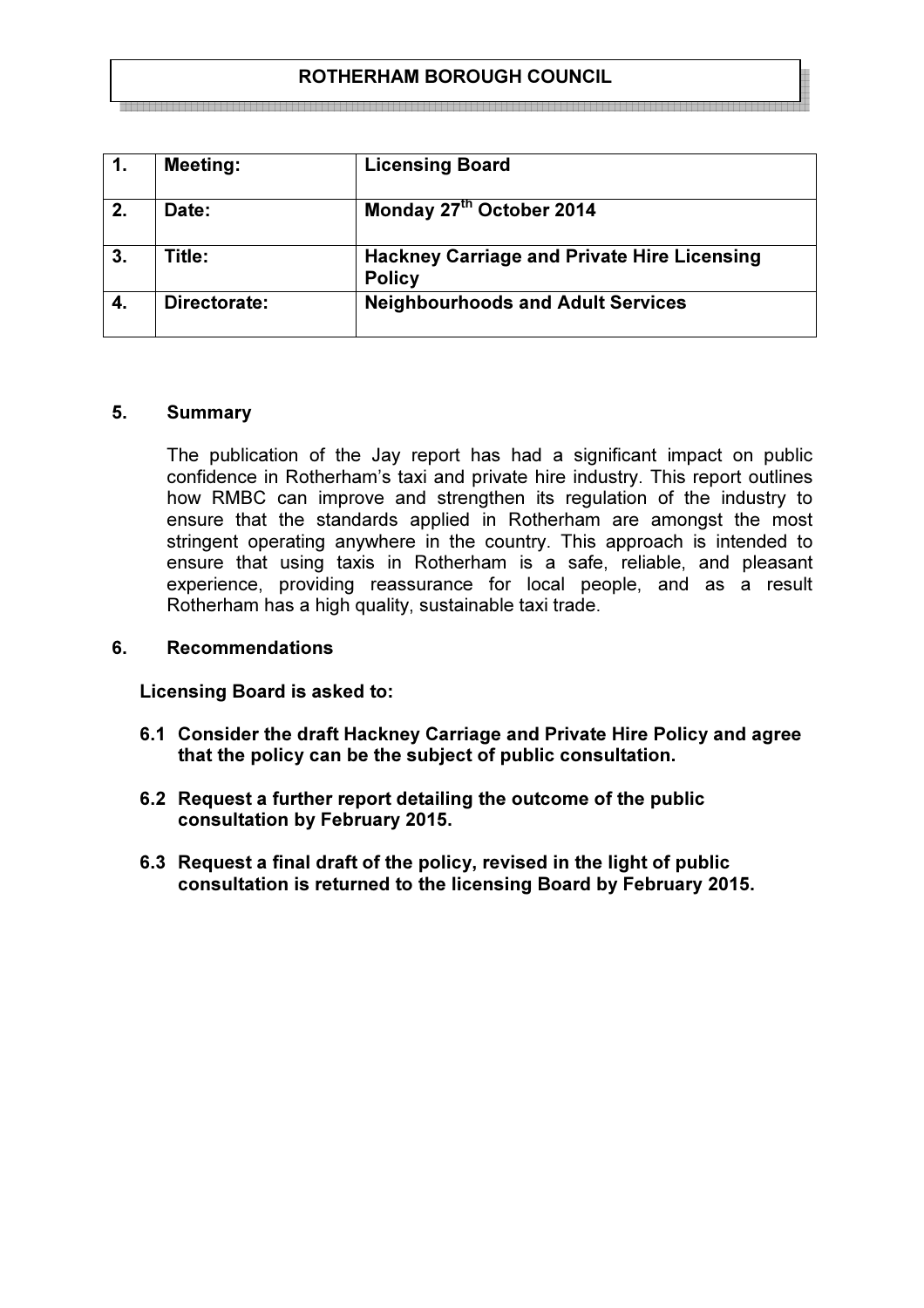# ROTHERHAM BOROUGH COUNCIL

| 1. | Meeting: | Licensing Board |
|---|---|---|
| 2. | Date: | Monday 27th October 2014 |
| 3. | Title: | Hackney Carriage and Private Hire Licensing Policy |
| 4. | Directorate: | Neighbourhoods and Adult Services |

## 5. Summary

The publication of the Jay report has had a significant impact on public confidence in Rotherham's taxi and private hire industry. This report outlines how RMBC can improve and strengthen its regulation of the industry to ensure that the standards applied in Rotherham are amongst the most stringent operating anywhere in the country. This approach is intended to ensure that using taxis in Rotherham is a safe, reliable, and pleasant experience, providing reassurance for local people, and as a result Rotherham has a high quality, sustainable taxi trade.

## 6. Recommendations

**Licensing Board is asked to:**

**6.1 Consider the draft Hackney Carriage and Private Hire Policy and agree that the policy can be the subject of public consultation.**

**6.2 Request a further report detailing the outcome of the public consultation by February 2015.**

**6.3 Request a final draft of the policy, revised in the light of public consultation is returned to the licensing Board by February 2015.**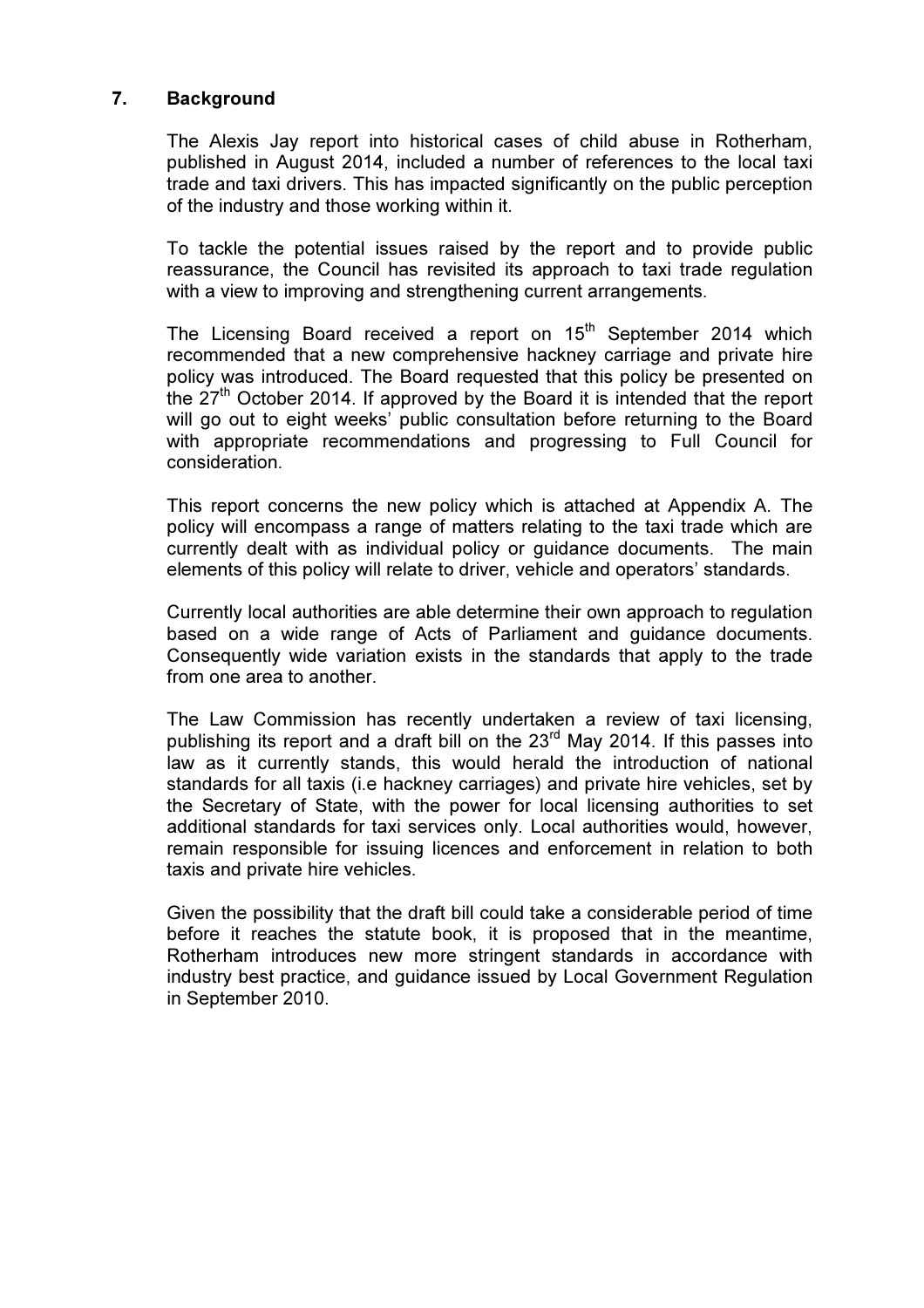## 7. Background

The Alexis Jay report into historical cases of child abuse in Rotherham, published in August 2014, included a number of references to the local taxi trade and taxi drivers. This has impacted significantly on the public perception of the industry and those working within it.

To tackle the potential issues raised by the report and to provide public reassurance, the Council has revisited its approach to taxi trade regulation with a view to improving and strengthening current arrangements.

The Licensing Board received a report on 15th September 2014 which recommended that a new comprehensive hackney carriage and private hire policy was introduced. The Board requested that this policy be presented on the 27th October 2014. If approved by the Board it is intended that the report will go out to eight weeks' public consultation before returning to the Board with appropriate recommendations and progressing to Full Council for consideration.

This report concerns the new policy which is attached at Appendix A. The policy will encompass a range of matters relating to the taxi trade which are currently dealt with as individual policy or guidance documents. The main elements of this policy will relate to driver, vehicle and operators' standards.

Currently local authorities are able determine their own approach to regulation based on a wide range of Acts of Parliament and guidance documents. Consequently wide variation exists in the standards that apply to the trade from one area to another.

The Law Commission has recently undertaken a review of taxi licensing, publishing its report and a draft bill on the 23rd May 2014. If this passes into law as it currently stands, this would herald the introduction of national standards for all taxis (i.e hackney carriages) and private hire vehicles, set by the Secretary of State, with the power for local licensing authorities to set additional standards for taxi services only. Local authorities would, however, remain responsible for issuing licences and enforcement in relation to both taxis and private hire vehicles.

Given the possibility that the draft bill could take a considerable period of time before it reaches the statute book, it is proposed that in the meantime, Rotherham introduces new more stringent standards in accordance with industry best practice, and guidance issued by Local Government Regulation in September 2010.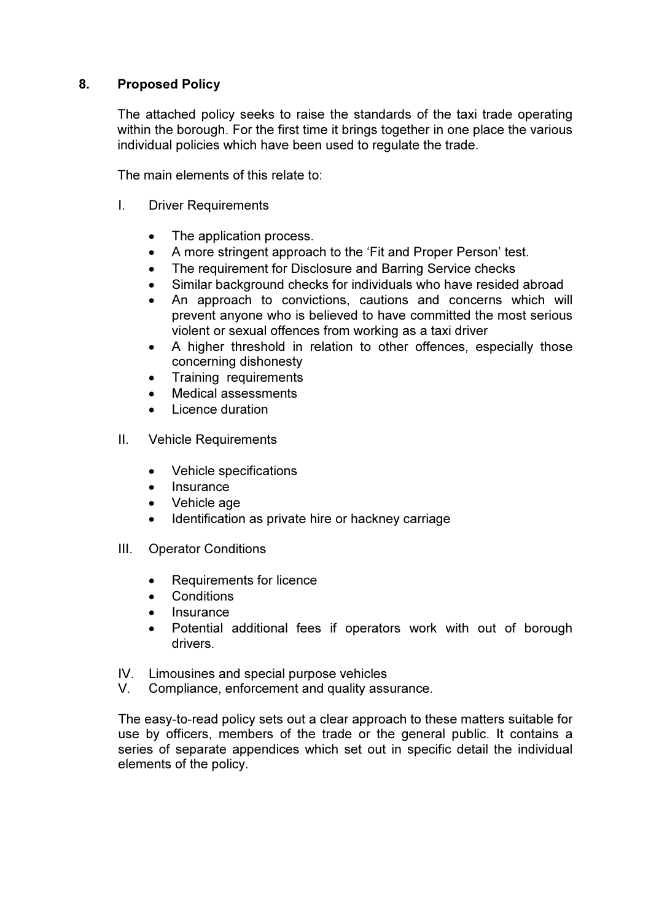## 8. Proposed Policy

The attached policy seeks to raise the standards of the taxi trade operating within the borough. For the first time it brings together in one place the various individual policies which have been used to regulate the trade.

The main elements of this relate to:

I. Driver Requirements

- The application process.
- A more stringent approach to the 'Fit and Proper Person' test.
- The requirement for Disclosure and Barring Service checks
- Similar background checks for individuals who have resided abroad
- An approach to convictions, cautions and concerns which will prevent anyone who is believed to have committed the most serious violent or sexual offences from working as a taxi driver
- A higher threshold in relation to other offences, especially those concerning dishonesty
- Training requirements
- Medical assessments
- Licence duration

II. Vehicle Requirements

- Vehicle specifications
- Insurance
- Vehicle age
- Identification as private hire or hackney carriage

III. Operator Conditions

- Requirements for licence
- Conditions
- Insurance
- Potential additional fees if operators work with out of borough drivers.

IV. Limousines and special purpose vehicles

V. Compliance, enforcement and quality assurance.

The easy-to-read policy sets out a clear approach to these matters suitable for use by officers, members of the trade or the general public. It contains a series of separate appendices which set out in specific detail the individual elements of the policy.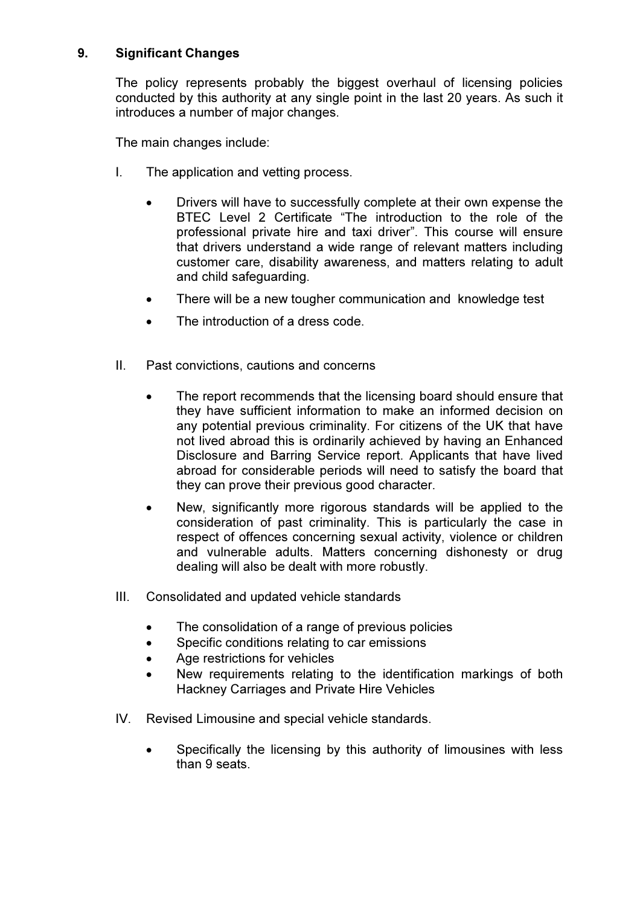## 9. Significant Changes

The policy represents probably the biggest overhaul of licensing policies conducted by this authority at any single point in the last 20 years. As such it introduces a number of major changes.

The main changes include:

I. The application and vetting process.

- Drivers will have to successfully complete at their own expense the BTEC Level 2 Certificate "The introduction to the role of the professional private hire and taxi driver". This course will ensure that drivers understand a wide range of relevant matters including customer care, disability awareness, and matters relating to adult and child safeguarding.
- There will be a new tougher communication and knowledge test
- The introduction of a dress code.

II. Past convictions, cautions and concerns

- The report recommends that the licensing board should ensure that they have sufficient information to make an informed decision on any potential previous criminality. For citizens of the UK that have not lived abroad this is ordinarily achieved by having an Enhanced Disclosure and Barring Service report. Applicants that have lived abroad for considerable periods will need to satisfy the board that they can prove their previous good character.
- New, significantly more rigorous standards will be applied to the consideration of past criminality. This is particularly the case in respect of offences concerning sexual activity, violence or children and vulnerable adults. Matters concerning dishonesty or drug dealing will also be dealt with more robustly.

III. Consolidated and updated vehicle standards

- The consolidation of a range of previous policies
- Specific conditions relating to car emissions
- Age restrictions for vehicles
- New requirements relating to the identification markings of both Hackney Carriages and Private Hire Vehicles

IV. Revised Limousine and special vehicle standards.

- Specifically the licensing by this authority of limousines with less than 9 seats.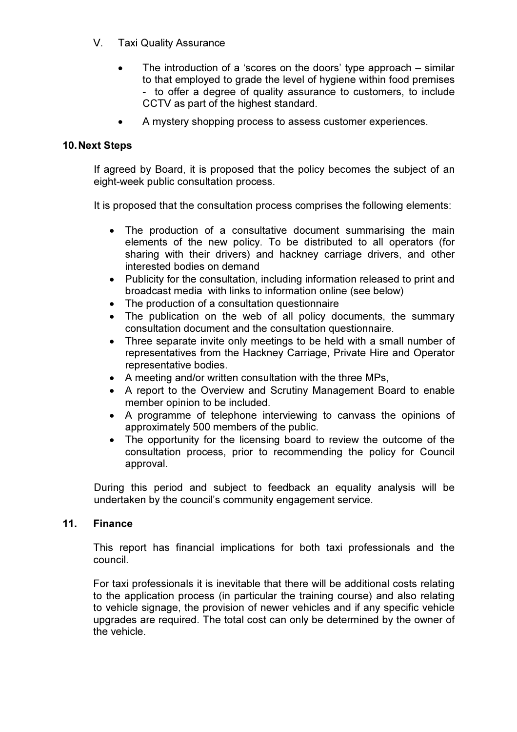V. Taxi Quality Assurance

- The introduction of a 'scores on the doors' type approach – similar to that employed to grade the level of hygiene within food premises - to offer a degree of quality assurance to customers, to include CCTV as part of the highest standard.
- A mystery shopping process to assess customer experiences.

## 10. Next Steps

If agreed by Board, it is proposed that the policy becomes the subject of an eight-week public consultation process.

It is proposed that the consultation process comprises the following elements:

- The production of a consultative document summarising the main elements of the new policy. To be distributed to all operators (for sharing with their drivers) and hackney carriage drivers, and other interested bodies on demand
- Publicity for the consultation, including information released to print and broadcast media with links to information online (see below)
- The production of a consultation questionnaire
- The publication on the web of all policy documents, the summary consultation document and the consultation questionnaire.
- Three separate invite only meetings to be held with a small number of representatives from the Hackney Carriage, Private Hire and Operator representative bodies.
- A meeting and/or written consultation with the three MPs,
- A report to the Overview and Scrutiny Management Board to enable member opinion to be included.
- A programme of telephone interviewing to canvass the opinions of approximately 500 members of the public.
- The opportunity for the licensing board to review the outcome of the consultation process, prior to recommending the policy for Council approval.

During this period and subject to feedback an equality analysis will be undertaken by the council's community engagement service.

## 11. Finance

This report has financial implications for both taxi professionals and the council.

For taxi professionals it is inevitable that there will be additional costs relating to the application process (in particular the training course) and also relating to vehicle signage, the provision of newer vehicles and if any specific vehicle upgrades are required. The total cost can only be determined by the owner of the vehicle.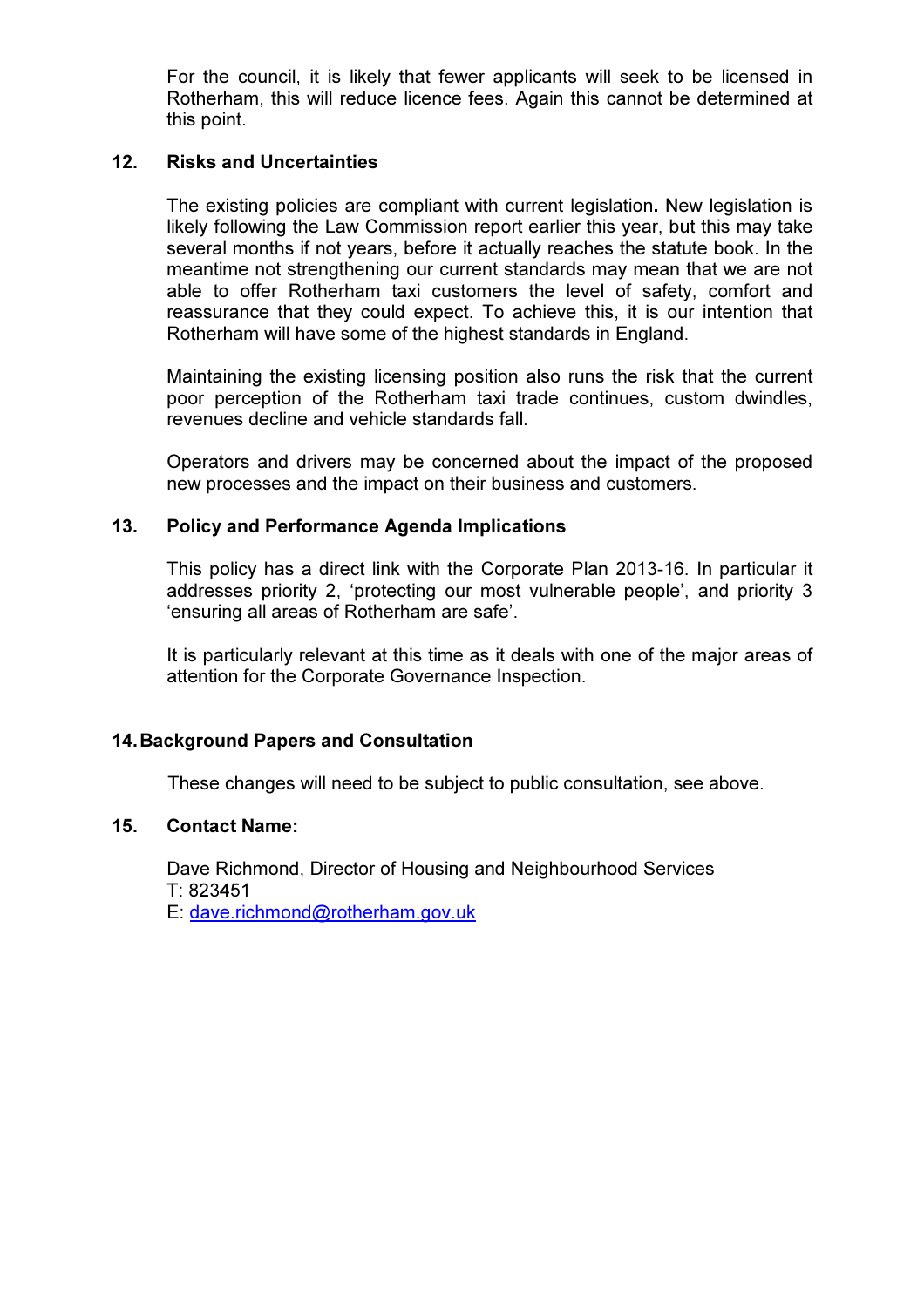For the council, it is likely that fewer applicants will seek to be licensed in Rotherham, this will reduce licence fees. Again this cannot be determined at this point.

## 12. Risks and Uncertainties

The existing policies are compliant with current legislation. New legislation is likely following the Law Commission report earlier this year, but this may take several months if not years, before it actually reaches the statute book. In the meantime not strengthening our current standards may mean that we are not able to offer Rotherham taxi customers the level of safety, comfort and reassurance that they could expect. To achieve this, it is our intention that Rotherham will have some of the highest standards in England.

Maintaining the existing licensing position also runs the risk that the current poor perception of the Rotherham taxi trade continues, custom dwindles, revenues decline and vehicle standards fall.

Operators and drivers may be concerned about the impact of the proposed new processes and the impact on their business and customers.

## 13. Policy and Performance Agenda Implications

This policy has a direct link with the Corporate Plan 2013-16. In particular it addresses priority 2, 'protecting our most vulnerable people', and priority 3 'ensuring all areas of Rotherham are safe'.

It is particularly relevant at this time as it deals with one of the major areas of attention for the Corporate Governance Inspection.

## 14. Background Papers and Consultation

These changes will need to be subject to public consultation, see above.

## 15. Contact Name:

Dave Richmond, Director of Housing and Neighbourhood Services
T: 823451
E: dave.richmond@rotherham.gov.uk